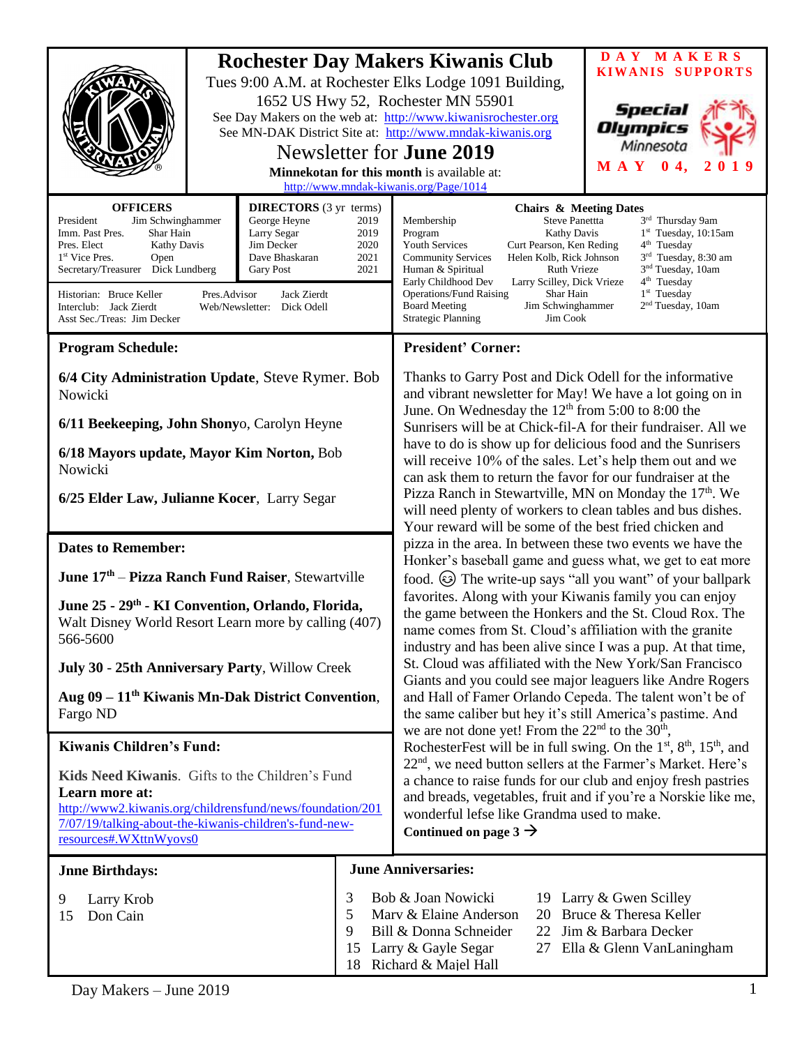# Rochester Day Makers Kiwanis Club

Tues 9:00 A.M. at Rochester Elks Lodge 1091 Building, 1652 US Hwy 52, Rochester MN 55901

See Day Makers on the web at: http://www.kiwanisrochester.org

See MN-DAK District Site at: http://www.mndak-kiwanis.org

## Newsletter for June 2019

**Minnekotan for this month** is available at: http://www.mndak-kiwanis.org/Page/1014

**DAY MAKERS KIWANIS SUPPORTS**

Special Olympics Minnesota

**MAY 04, 2019**

| OFFICERS | |
|---|---|
| President | Jim Schwinghammer |
| Imm. Past Pres. | Shar Hain |
| Pres. Elect | Kathy Davis |
| 1st Vice Pres. | Open |
| Secretary/Treasurer | Dick Lundberg |

| DIRECTORS (3 yr terms) | |
|---|---|
| George Heyne | 2019 |
| Larry Segar | 2019 |
| Jim Decker | 2020 |
| Dave Bhaskaran | 2021 |
| Gary Post | 2021 |

Historian: Bruce Keller
Interclub: Jack Zierdt
Asst Sec./Treas: Jim Decker
Pres.Advisor: Jack Zierdt
Web/Newsletter: Dick Odell

| Chairs & Meeting Dates | | |
|---|---|---|
| Membership | Steve Panettta | 3rd Thursday 9am |
| Program | Kathy Davis | 1st Tuesday, 10:15am |
| Youth Services | Curt Pearson, Ken Reding | 4th Tuesday |
| Community Services | Helen Kolb, Rick Johnson | 3rd Tuesday, 8:30 am |
| Human & Spiritual | Ruth Vrieze | 3nd Tuesday, 10am |
| Early Childhood Dev | Larry Scilley, Dick Vrieze | 4th Tuesday |
| Operations/Fund Raising | Shar Hain | 1st Tuesday |
| Board Meeting | Jim Schwinghammer | 2nd Tuesday, 10am |
| Strategic Planning | Jim Cook | |

## Program Schedule:

**6/4 City Administration Update**, Steve Rymer. Bob Nowicki

**6/11 Beekeeping, John Shonyo**, Carolyn Heyne

**6/18 Mayors update, Mayor Kim Norton,** Bob Nowicki

**6/25 Elder Law, Julianne Kocer**, Larry Segar

## Dates to Remember:

**June 17th – Pizza Ranch Fund Raiser**, Stewartville

**June 25 - 29th - KI Convention, Orlando, Florida,** Walt Disney World Resort Learn more by calling (407) 566-5600

**July 30 - 25th Anniversary Party**, Willow Creek

**Aug 09 – 11th Kiwanis Mn-Dak District Convention**, Fargo ND

## Kiwanis Children's Fund:

**Kids Need Kiwanis**. Gifts to the Children's Fund
**Learn more at:**
http://www2.kiwanis.org/childrensfund/news/foundation/2017/07/19/talking-about-the-kiwanis-children's-fund-new-resources#.WXttnWyovs0

## President' Corner:

Thanks to Garry Post and Dick Odell for the informative and vibrant newsletter for May! We have a lot going on in June. On Wednesday the 12th from 5:00 to 8:00 the Sunrisers will be at Chick-fil-A for their fundraiser. All we have to do is show up for delicious food and the Sunrisers will receive 10% of the sales. Let's help them out and we can ask them to return the favor for our fundraiser at the Pizza Ranch in Stewartville, MN on Monday the 17th. We will need plenty of workers to clean tables and bus dishes. Your reward will be some of the best fried chicken and pizza in the area. In between these two events we have the Honker's baseball game and guess what, we get to eat more food. ☺ The write-up says "all you want" of your ballpark favorites. Along with your Kiwanis family you can enjoy the game between the Honkers and the St. Cloud Rox. The name comes from St. Cloud's affiliation with the granite industry and has been alive since I was a pup. At that time, St. Cloud was affiliated with the New York/San Francisco Giants and you could see major leaguers like Andre Rogers and Hall of Famer Orlando Cepeda. The talent won't be of the same caliber but hey it's still America's pastime. And we are not done yet! From the 22nd to the 30th, RochesterFest will be in full swing. On the 1st, 8th, 15th, and 22nd, we need button sellers at the Farmer's Market. Here's a chance to raise funds for our club and enjoy fresh pastries and breads, vegetables, fruit and if you're a Norskie like me, wonderful lefse like Grandma used to make.

**Continued on page 3 →**

## Jnne Birthdays:

9 Larry Krob
15 Don Cain

## June Anniversaries:

3 Bob & Joan Nowicki
5 Marv & Elaine Anderson
9 Bill & Donna Schneider
15 Larry & Gayle Segar
18 Richard & Majel Hall
19 Larry & Gwen Scilley
20 Bruce & Theresa Keller
22 Jim & Barbara Decker
27 Ella & Glenn VanLaningham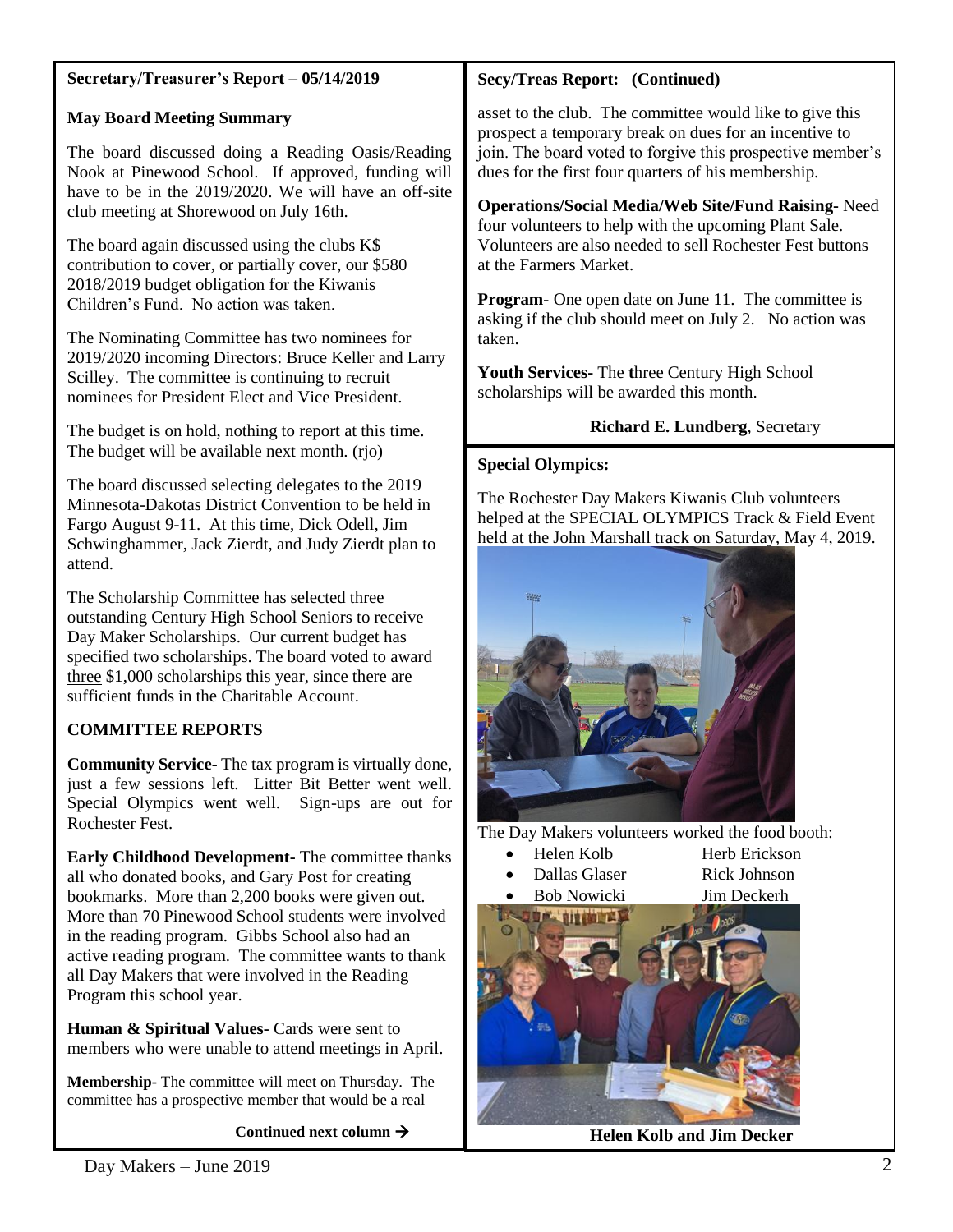**Secretary/Treasurer's Report – 05/14/2019**

**May Board Meeting Summary**

The board discussed doing a Reading Oasis/Reading Nook at Pinewood School. If approved, funding will have to be in the 2019/2020. We will have an off-site club meeting at Shorewood on July 16th.

The board again discussed using the clubs K$ contribution to cover, or partially cover, our $580 2018/2019 budget obligation for the Kiwanis Children's Fund. No action was taken.

The Nominating Committee has two nominees for 2019/2020 incoming Directors: Bruce Keller and Larry Scilley. The committee is continuing to recruit nominees for President Elect and Vice President.

The budget is on hold, nothing to report at this time. The budget will be available next month. (rjo)

The board discussed selecting delegates to the 2019 Minnesota-Dakotas District Convention to be held in Fargo August 9-11. At this time, Dick Odell, Jim Schwinghammer, Jack Zierdt, and Judy Zierdt plan to attend.

The Scholarship Committee has selected three outstanding Century High School Seniors to receive Day Maker Scholarships. Our current budget has specified two scholarships. The board voted to award three $1,000 scholarships this year, since there are sufficient funds in the Charitable Account.

**COMMITTEE REPORTS**

**Community Service-** The tax program is virtually done, just a few sessions left. Litter Bit Better went well. Special Olympics went well. Sign-ups are out for Rochester Fest.

**Early Childhood Development-** The committee thanks all who donated books, and Gary Post for creating bookmarks. More than 2,200 books were given out. More than 70 Pinewood School students were involved in the reading program. Gibbs School also had an active reading program. The committee wants to thank all Day Makers that were involved in the Reading Program this school year.

**Human & Spiritual Values-** Cards were sent to members who were unable to attend meetings in April.

**Membership-** The committee will meet on Thursday. The committee has a prospective member that would be a real asset to the club. The committee would like to give this prospect a temporary break on dues for an incentive to join. The board voted to forgive this prospective member's dues for the first four quarters of his membership.

**Operations/Social Media/Web Site/Fund Raising-** Need four volunteers to help with the upcoming Plant Sale. Volunteers are also needed to sell Rochester Fest buttons at the Farmers Market.

**Program-** One open date on June 11. The committee is asking if the club should meet on July 2. No action was taken.

**Youth Services-** The three Century High School scholarships will be awarded this month.

**Richard E. Lundberg**, Secretary

**Special Olympics:**

The Rochester Day Makers Kiwanis Club volunteers helped at the SPECIAL OLYMPICS Track & Field Event held at the John Marshall track on Saturday, May 4, 2019.

The Day Makers volunteers worked the food booth:

- Helen Kolb
- Dallas Glaser
- Bob Nowicki
- Herb Erickson
- Rick Johnson
- Jim Deckerh

**Helen Kolb and Jim Decker**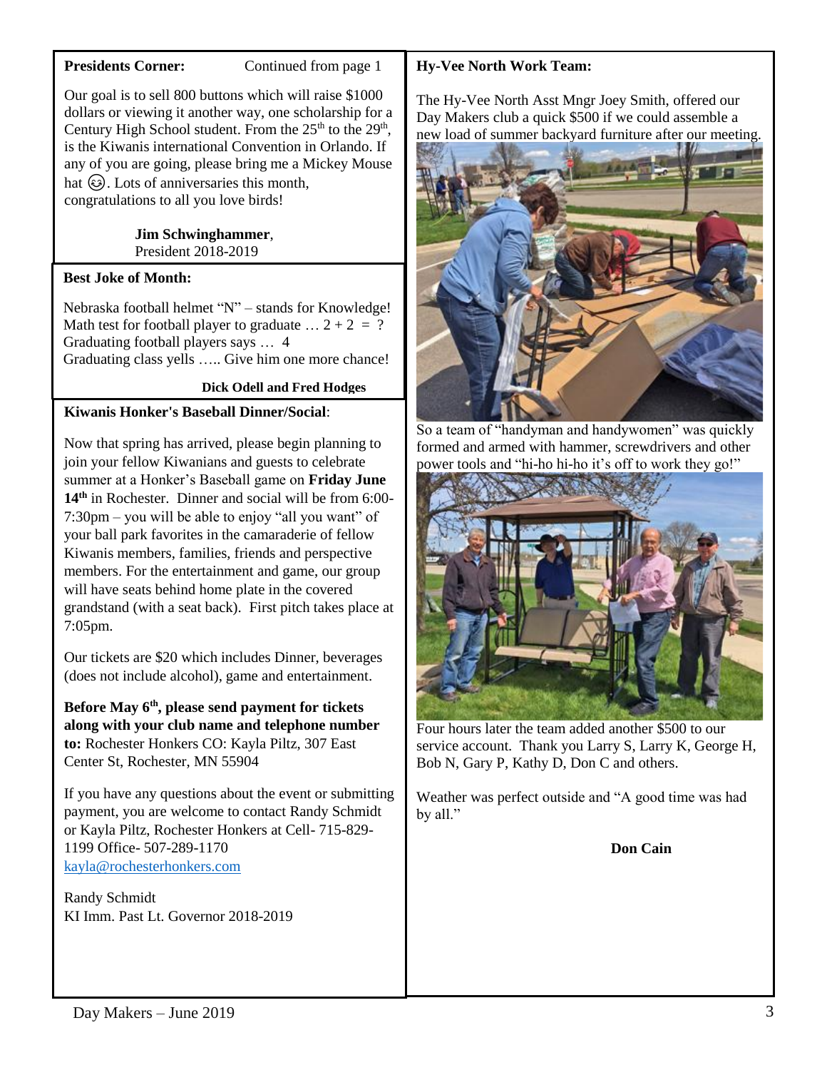**Presidents Corner:** Continued from page 1

Our goal is to sell 800 buttons which will raise $1000 dollars or viewing it another way, one scholarship for a Century High School student. From the 25th to the 29th, is the Kiwanis international Convention in Orlando. If any of you are going, please bring me a Mickey Mouse hat ☺. Lots of anniversaries this month, congratulations to all you love birds!

**Jim Schwinghammer**,
President 2018-2019

**Best Joke of Month:**

Nebraska football helmet "N" – stands for Knowledge!
Math test for football player to graduate … 2 + 2 = ?
Graduating football players says … 4
Graduating class yells ….. Give him one more chance!

**Dick Odell and Fred Hodges**

**Kiwanis Honker's Baseball Dinner/Social**:

Now that spring has arrived, please begin planning to join your fellow Kiwanians and guests to celebrate summer at a Honker's Baseball game on **Friday June 14th** in Rochester. Dinner and social will be from 6:00-7:30pm – you will be able to enjoy "all you want" of your ball park favorites in the camaraderie of fellow Kiwanis members, families, friends and perspective members. For the entertainment and game, our group will have seats behind home plate in the covered grandstand (with a seat back). First pitch takes place at 7:05pm.

Our tickets are $20 which includes Dinner, beverages (does not include alcohol), game and entertainment.

**Before May 6th, please send payment for tickets along with your club name and telephone number to:** Rochester Honkers CO: Kayla Piltz, 307 East Center St, Rochester, MN 55904

If you have any questions about the event or submitting payment, you are welcome to contact Randy Schmidt or Kayla Piltz, Rochester Honkers at Cell- 715-829-1199 Office- 507-289-1170
kayla@rochesterhonkers.com

Randy Schmidt
KI Imm. Past Lt. Governor 2018-2019

**Hy-Vee North Work Team:**

The Hy-Vee North Asst Mngr Joey Smith, offered our Day Makers club a quick $500 if we could assemble a new load of summer backyard furniture after our meeting.

So a team of "handyman and handywomen" was quickly formed and armed with hammer, screwdrivers and other power tools and "hi-ho hi-ho it's off to work they go!"

Four hours later the team added another $500 to our service account. Thank you Larry S, Larry K, George H, Bob N, Gary P, Kathy D, Don C and others.

Weather was perfect outside and "A good time was had by all."

**Don Cain**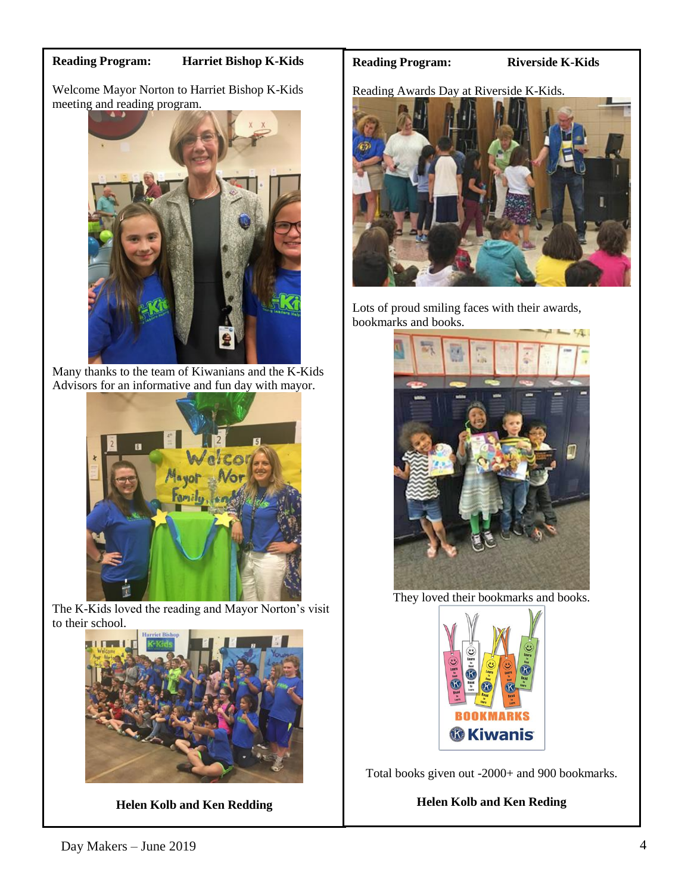**Reading Program: Harriet Bishop K-Kids**

Welcome Mayor Norton to Harriet Bishop K-Kids meeting and reading program.

Many thanks to the team of Kiwanians and the K-Kids Advisors for an informative and fun day with mayor.

The K-Kids loved the reading and Mayor Norton's visit to their school.

**Helen Kolb and Ken Redding**

**Reading Program: Riverside K-Kids**

Reading Awards Day at Riverside K-Kids.

Lots of proud smiling faces with their awards, bookmarks and books.

They loved their bookmarks and books.

Total books given out -2000+ and 900 bookmarks.

**Helen Kolb and Ken Reding**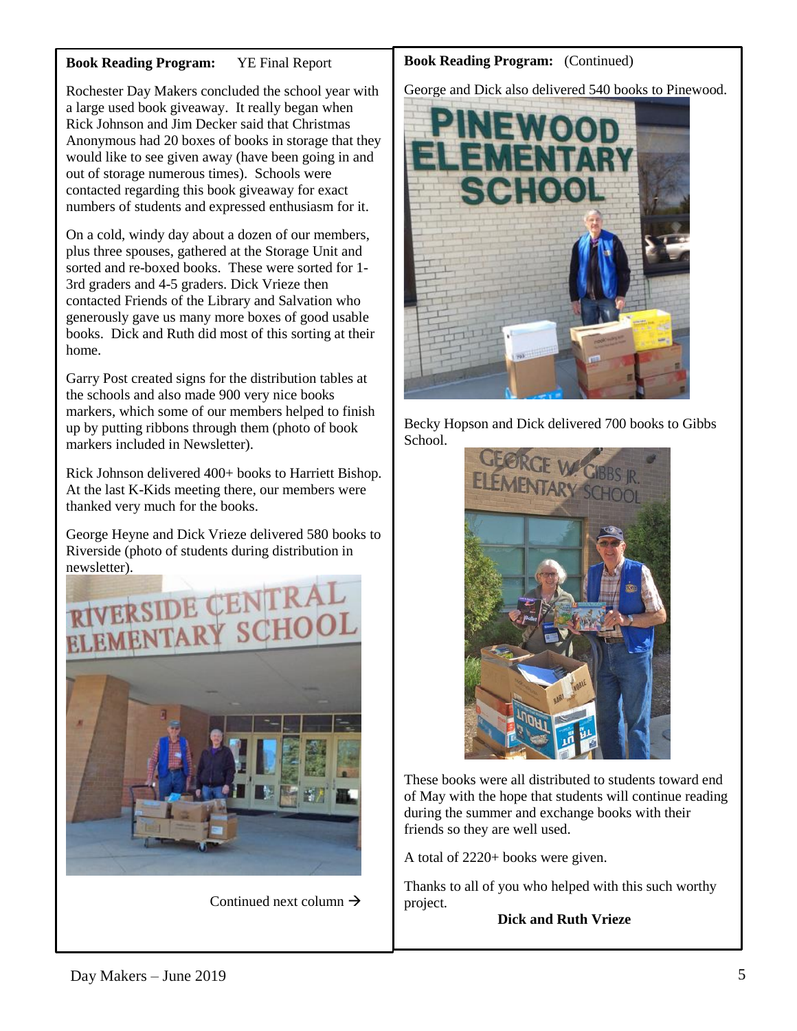**Book Reading Program:** YE Final Report

Rochester Day Makers concluded the school year with a large used book giveaway. It really began when Rick Johnson and Jim Decker said that Christmas Anonymous had 20 boxes of books in storage that they would like to see given away (have been going in and out of storage numerous times). Schools were contacted regarding this book giveaway for exact numbers of students and expressed enthusiasm for it.

On a cold, windy day about a dozen of our members, plus three spouses, gathered at the Storage Unit and sorted and re-boxed books. These were sorted for 1-3rd graders and 4-5 graders. Dick Vrieze then contacted Friends of the Library and Salvation who generously gave us many more boxes of good usable books. Dick and Ruth did most of this sorting at their home.

Garry Post created signs for the distribution tables at the schools and also made 900 very nice books markers, which some of our members helped to finish up by putting ribbons through them (photo of book markers included in Newsletter).

Rick Johnson delivered 400+ books to Harriett Bishop. At the last K-Kids meeting there, our members were thanked very much for the books.

George Heyne and Dick Vrieze delivered 580 books to Riverside (photo of students during distribution in newsletter).

Continued next column →

**Book Reading Program:** (Continued)

George and Dick also delivered 540 books to Pinewood.

Becky Hopson and Dick delivered 700 books to Gibbs School.

These books were all distributed to students toward end of May with the hope that students will continue reading during the summer and exchange books with their friends so they are well used.

A total of 2220+ books were given.

Thanks to all of you who helped with this such worthy project.

**Dick and Ruth Vrieze**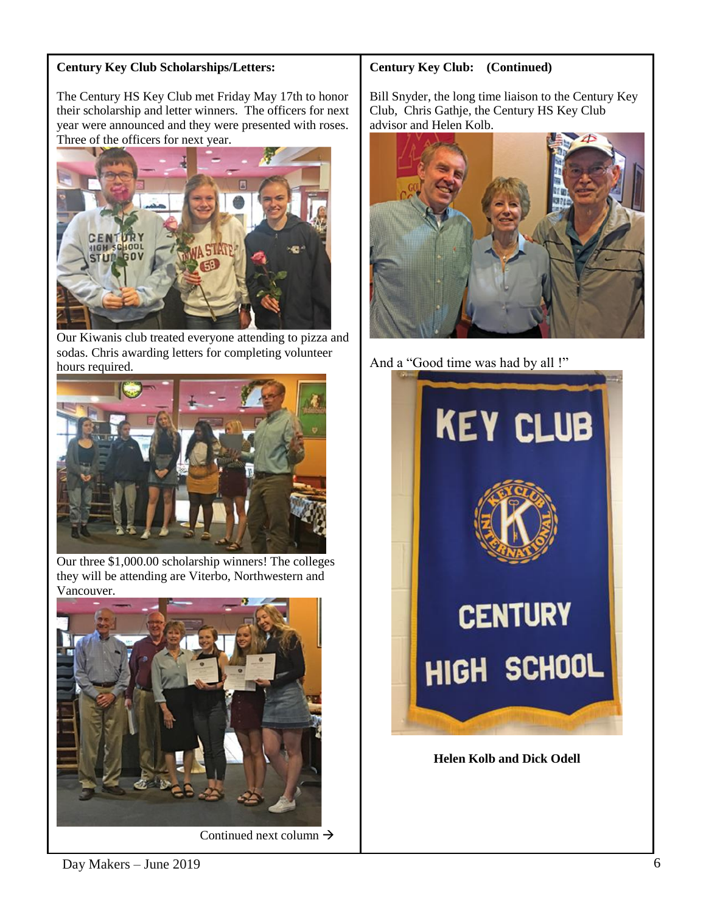**Century Key Club Scholarships/Letters:**

The Century HS Key Club met Friday May 17th to honor their scholarship and letter winners. The officers for next year were announced and they were presented with roses. Three of the officers for next year.

Our Kiwanis club treated everyone attending to pizza and sodas. Chris awarding letters for completing volunteer hours required.

Our three $1,000.00 scholarship winners! The colleges they will be attending are Viterbo, Northwestern and Vancouver.

Continued next column →

**Century Key Club: (Continued)**

Bill Snyder, the long time liaison to the Century Key Club, Chris Gathje, the Century HS Key Club advisor and Helen Kolb.

And a "Good time was had by all !"

**Helen Kolb and Dick Odell**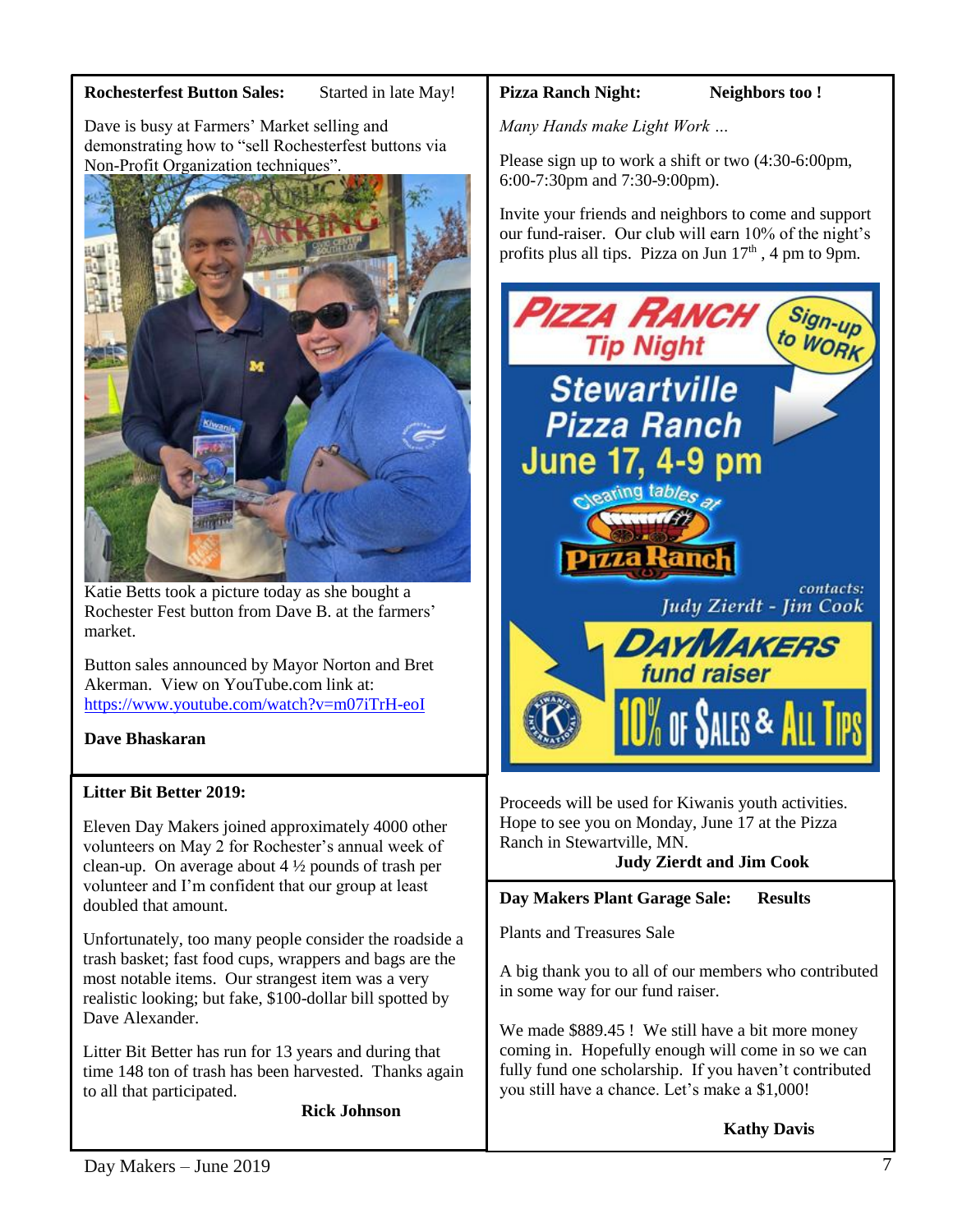**Rochesterfest Button Sales:** Started in late May!

Dave is busy at Farmers' Market selling and demonstrating how to "sell Rochesterfest buttons via Non-Profit Organization techniques".

Katie Betts took a picture today as she bought a Rochester Fest button from Dave B. at the farmers' market.

Button sales announced by Mayor Norton and Bret Akerman. View on YouTube.com link at: https://www.youtube.com/watch?v=m07iTrH-eoI

**Dave Bhaskaran**

**Litter Bit Better 2019:**

Eleven Day Makers joined approximately 4000 other volunteers on May 2 for Rochester's annual week of clean-up. On average about 4 ½ pounds of trash per volunteer and I'm confident that our group at least doubled that amount.

Unfortunately, too many people consider the roadside a trash basket; fast food cups, wrappers and bags are the most notable items. Our strangest item was a very realistic looking; but fake, $100-dollar bill spotted by Dave Alexander.

Litter Bit Better has run for 13 years and during that time 148 ton of trash has been harvested. Thanks again to all that participated.

**Rick Johnson**

**Pizza Ranch Night:** **Neighbors too !**

*Many Hands make Light Work …*

Please sign up to work a shift or two (4:30-6:00pm, 6:00-7:30pm and 7:30-9:00pm).

Invite your friends and neighbors to come and support our fund-raiser. Our club will earn 10% of the night's profits plus all tips. Pizza on Jun 17th , 4 pm to 9pm.

PIZZA RANCH Tip Night

Sign-up to WORK

Stewartville Pizza Ranch June 17, 4-9 pm

Clearing tables at Pizza Ranch

contacts: Judy Zierdt - Jim Cook

DAYMAKERS fund raiser

10% OF SALES & ALL TIPS

Proceeds will be used for Kiwanis youth activities. Hope to see you on Monday, June 17 at the Pizza Ranch in Stewartville, MN.

**Judy Zierdt and Jim Cook**

**Day Makers Plant Garage Sale:** **Results**

Plants and Treasures Sale

A big thank you to all of our members who contributed in some way for our fund raiser.

We made $889.45 ! We still have a bit more money coming in. Hopefully enough will come in so we can fully fund one scholarship. If you haven't contributed you still have a chance. Let's make a $1,000!

**Kathy Davis**